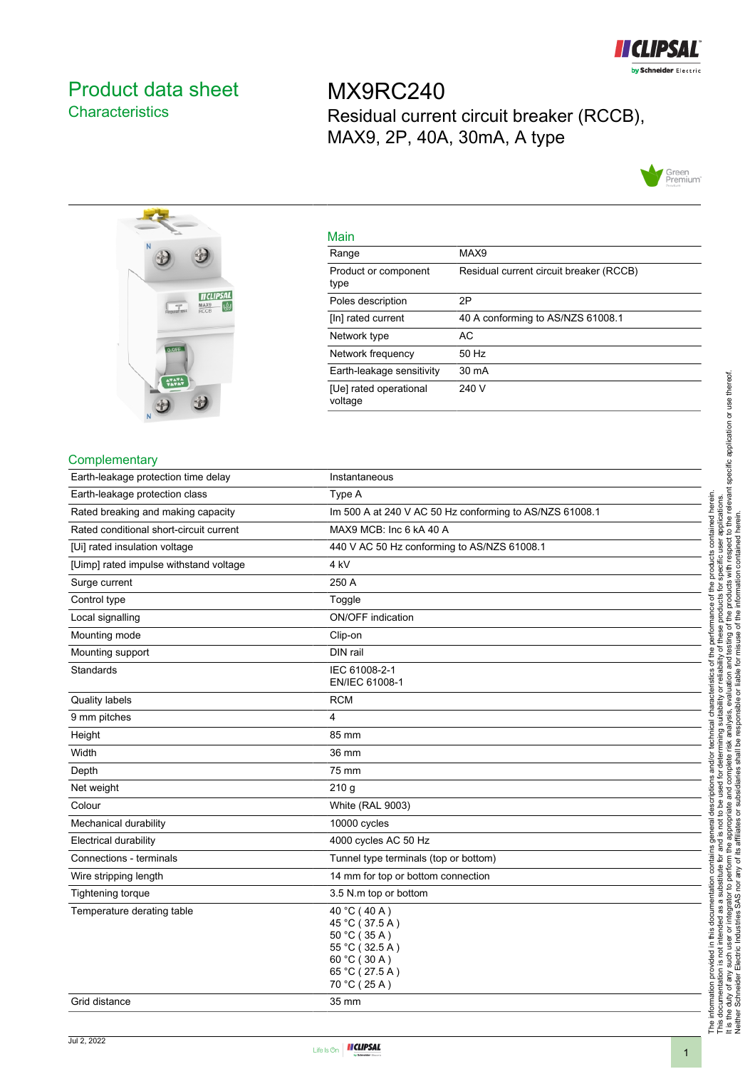# Product data sheet
## Characteristics

# MX9RC240
Residual current circuit breaker (RCCB), MAX9, 2P, 40A, 30mA, A type

### Main

| | |
|---|---|
| Range | MAX9 |
| Product or component type | Residual current circuit breaker (RCCB) |
| Poles description | 2P |
| [In] rated current | 40 A conforming to AS/NZS 61008.1 |
| Network type | AC |
| Network frequency | 50 Hz |
| Earth-leakage sensitivity | 30 mA |
| [Ue] rated operational voltage | 240 V |

### Complementary

| | |
|---|---|
| Earth-leakage protection time delay | Instantaneous |
| Earth-leakage protection class | Type A |
| Rated breaking and making capacity | Im 500 A at 240 V AC 50 Hz conforming to AS/NZS 61008.1 |
| Rated conditional short-circuit current | MAX9 MCB: Inc 6 kA 40 A |
| [Ui] rated insulation voltage | 440 V AC 50 Hz conforming to AS/NZS 61008.1 |
| [Uimp] rated impulse withstand voltage | 4 kV |
| Surge current | 250 A |
| Control type | Toggle |
| Local signalling | ON/OFF indication |
| Mounting mode | Clip-on |
| Mounting support | DIN rail |
| Standards | IEC 61008-2-1<br>EN/IEC 61008-1 |
| Quality labels | RCM |
| 9 mm pitches | 4 |
| Height | 85 mm |
| Width | 36 mm |
| Depth | 75 mm |
| Net weight | 210 g |
| Colour | White (RAL 9003) |
| Mechanical durability | 10000 cycles |
| Electrical durability | 4000 cycles AC 50 Hz |
| Connections - terminals | Tunnel type terminals (top or bottom) |
| Wire stripping length | 14 mm for top or bottom connection |
| Tightening torque | 3.5 N.m top or bottom |
| Temperature derating table | 40 °C ( 40 A )<br>45 °C ( 37.5 A )<br>50 °C ( 35 A )<br>55 °C ( 32.5 A )<br>60 °C ( 30 A )<br>65 °C ( 27.5 A )<br>70 °C ( 25 A ) |
| Grid distance | 35 mm |

The information provided in this documentation contains general descriptions and/or technical characteristics of the performance of the products contained herein. This documentation is not intended as a substitute for and is not to be used for determining suitability or reliability of these products for specific user applications. It is the duty of any such user or integrator to perform the appropriate and complete risk analysis, evaluation and testing of the products with respect to the relevant specific application or use thereof. Neither Schneider Electric Industries SAS nor any of its affiliates or subsidiaries shall be responsible or liable for misuse of the information contained herein.

Jul 2, 2022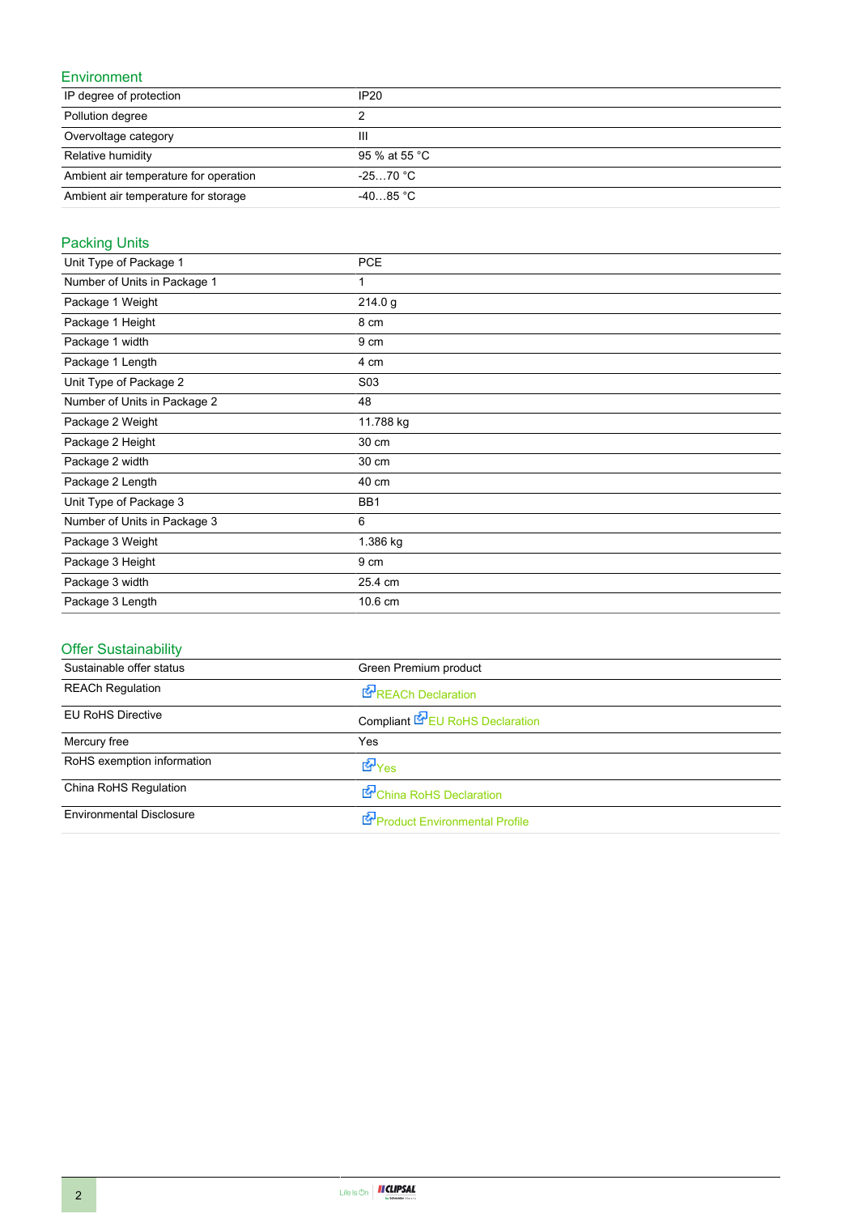## Environment

| | |
|---|---|
| IP degree of protection | IP20 |
| Pollution degree | 2 |
| Overvoltage category | III |
| Relative humidity | 95 % at 55 °C |
| Ambient air temperature for operation | -25…70 °C |
| Ambient air temperature for storage | -40…85 °C |

## Packing Units

| | |
|---|---|
| Unit Type of Package 1 | PCE |
| Number of Units in Package 1 | 1 |
| Package 1 Weight | 214.0 g |
| Package 1 Height | 8 cm |
| Package 1 width | 9 cm |
| Package 1 Length | 4 cm |
| Unit Type of Package 2 | S03 |
| Number of Units in Package 2 | 48 |
| Package 2 Weight | 11.788 kg |
| Package 2 Height | 30 cm |
| Package 2 width | 30 cm |
| Package 2 Length | 40 cm |
| Unit Type of Package 3 | BB1 |
| Number of Units in Package 3 | 6 |
| Package 3 Weight | 1.386 kg |
| Package 3 Height | 9 cm |
| Package 3 width | 25.4 cm |
| Package 3 Length | 10.6 cm |

## Offer Sustainability

| | |
|---|---|
| Sustainable offer status | Green Premium product |
| REACh Regulation | REACh Declaration |
| EU RoHS Directive | Compliant EU RoHS Declaration |
| Mercury free | Yes |
| RoHS exemption information | Yes |
| China RoHS Regulation | China RoHS Declaration |
| Environmental Disclosure | Product Environmental Profile |